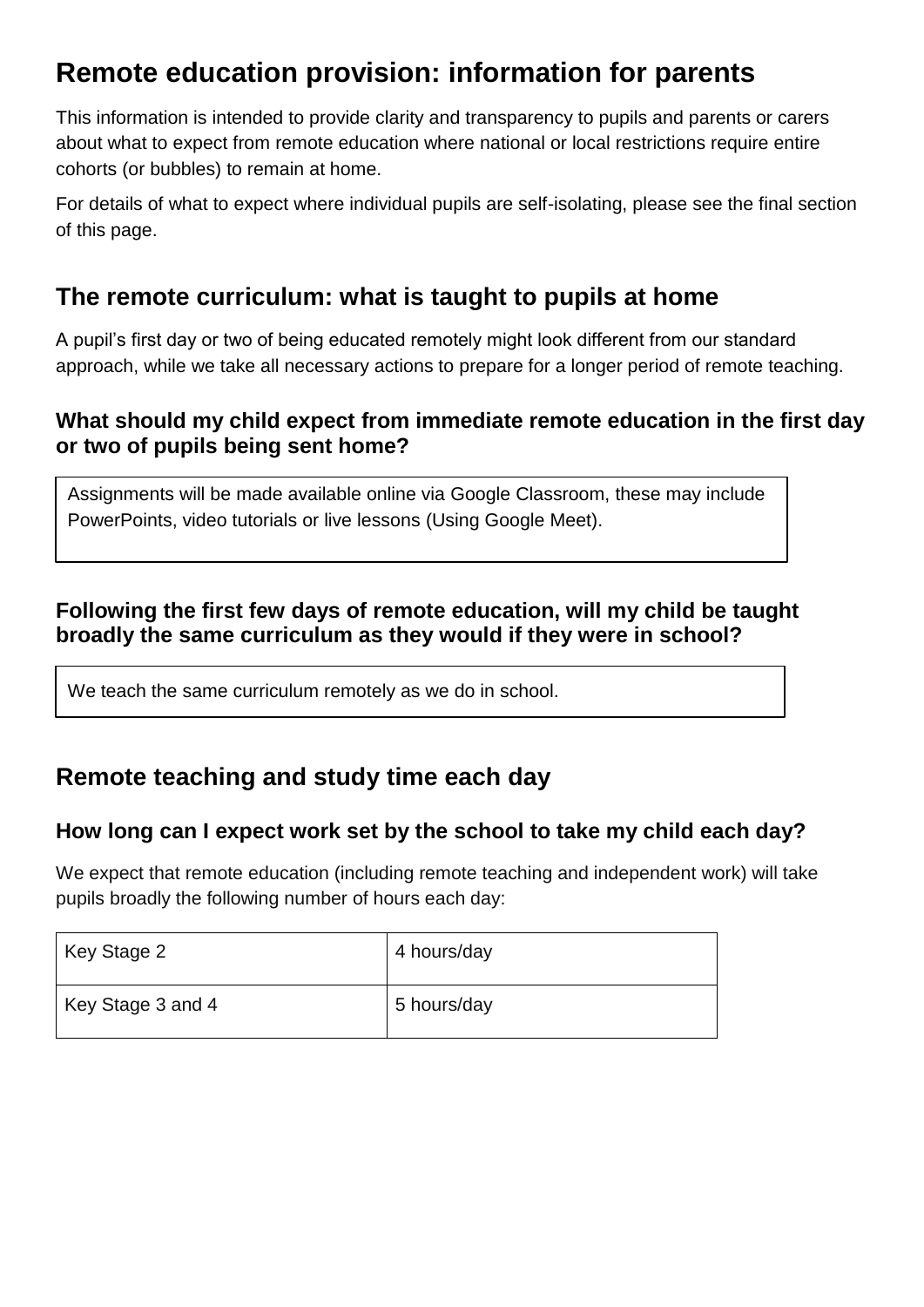# Remote education provision: information for parents

This information is intended to provide clarity and transparency to pupils and parents or carers about what to expect from remote education where national or local restrictions require entire cohorts (or bubbles) to remain at home.

For details of what to expect where individual pupils are self-isolating, please see the final section of this page.

## The remote curriculum: what is taught to pupils at home

A pupil's first day or two of being educated remotely might look different from our standard approach, while we take all necessary actions to prepare for a longer period of remote teaching.

### What should my child expect from immediate remote education in the first day or two of pupils being sent home?

Assignments will be made available online via Google Classroom, these may include PowerPoints, video tutorials or live lessons (Using Google Meet).

### Following the first few days of remote education, will my child be taught broadly the same curriculum as they would if they were in school?

We teach the same curriculum remotely as we do in school.

## Remote teaching and study time each day

### How long can I expect work set by the school to take my child each day?

We expect that remote education (including remote teaching and independent work) will take pupils broadly the following number of hours each day:

| | |
|---|---|
| Key Stage 2 | 4 hours/day |
| Key Stage 3 and 4 | 5 hours/day |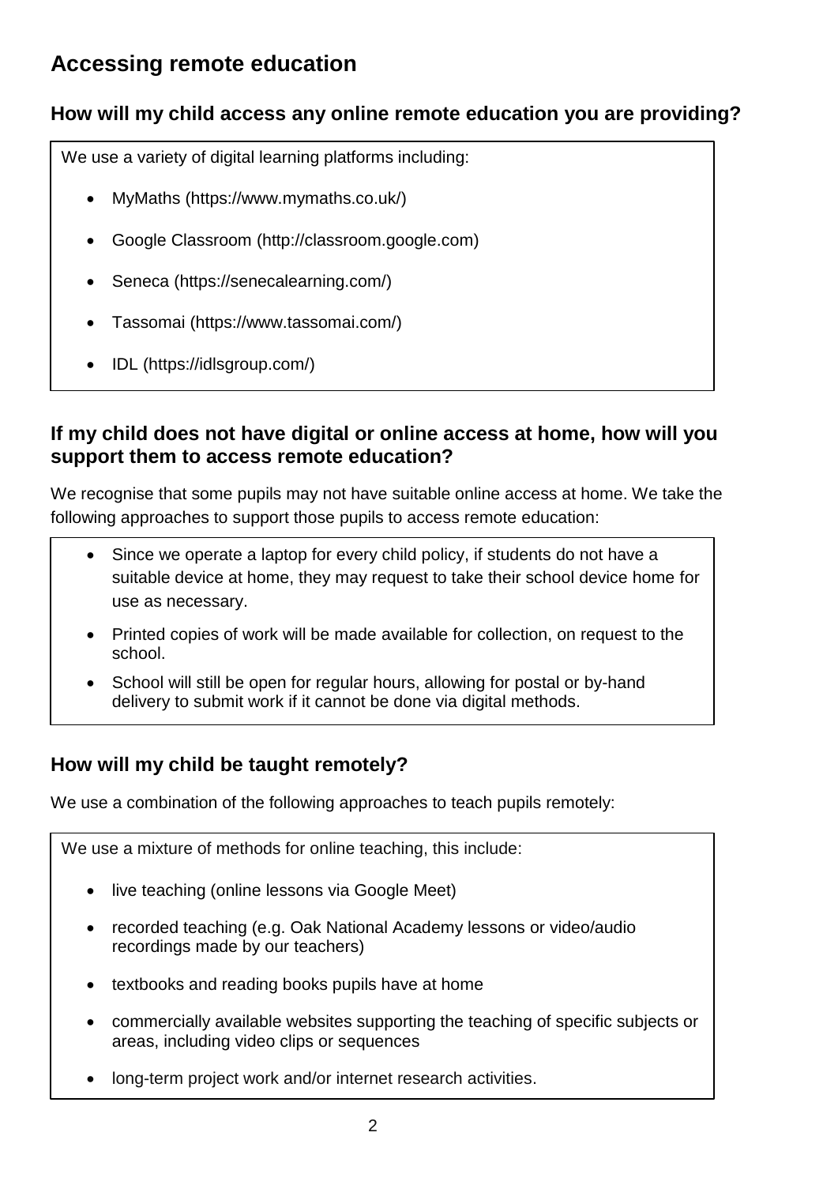# Accessing remote education

## How will my child access any online remote education you are providing?

We use a variety of digital learning platforms including:

- MyMaths (https://www.mymaths.co.uk/)
- Google Classroom (http://classroom.google.com)
- Seneca (https://senecalearning.com/)
- Tassomai (https://www.tassomai.com/)
- IDL (https://idlsgroup.com/)

## If my child does not have digital or online access at home, how will you support them to access remote education?

We recognise that some pupils may not have suitable online access at home. We take the following approaches to support those pupils to access remote education:

- Since we operate a laptop for every child policy, if students do not have a suitable device at home, they may request to take their school device home for use as necessary.
- Printed copies of work will be made available for collection, on request to the school.
- School will still be open for regular hours, allowing for postal or by-hand delivery to submit work if it cannot be done via digital methods.

## How will my child be taught remotely?

We use a combination of the following approaches to teach pupils remotely:

We use a mixture of methods for online teaching, this include:

- live teaching (online lessons via Google Meet)
- recorded teaching (e.g. Oak National Academy lessons or video/audio recordings made by our teachers)
- textbooks and reading books pupils have at home
- commercially available websites supporting the teaching of specific subjects or areas, including video clips or sequences
- long-term project work and/or internet research activities.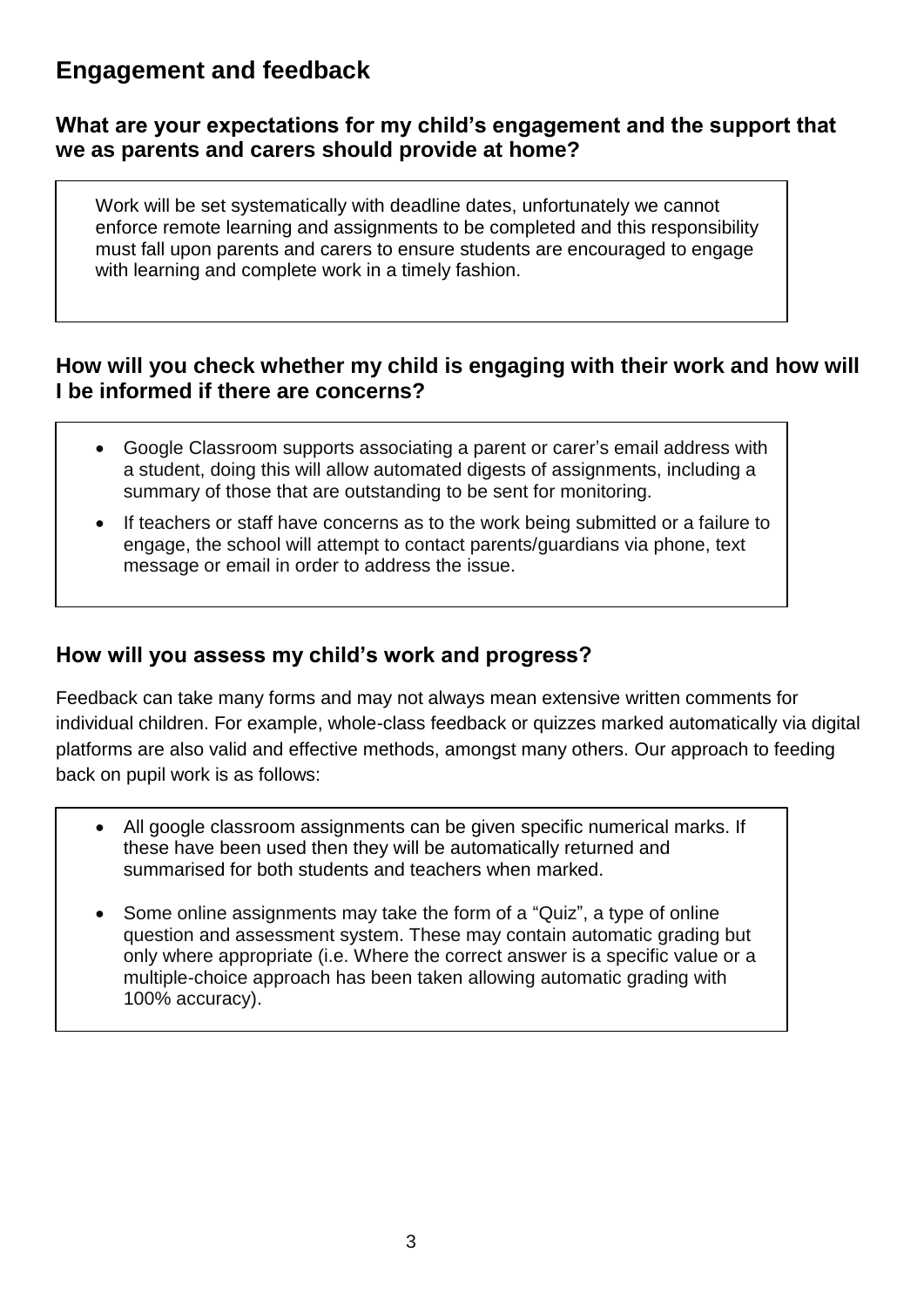## Engagement and feedback

### What are your expectations for my child's engagement and the support that we as parents and carers should provide at home?

Work will be set systematically with deadline dates, unfortunately we cannot enforce remote learning and assignments to be completed and this responsibility must fall upon parents and carers to ensure students are encouraged to engage with learning and complete work in a timely fashion.

### How will you check whether my child is engaging with their work and how will I be informed if there are concerns?

- Google Classroom supports associating a parent or carer's email address with a student, doing this will allow automated digests of assignments, including a summary of those that are outstanding to be sent for monitoring.
- If teachers or staff have concerns as to the work being submitted or a failure to engage, the school will attempt to contact parents/guardians via phone, text message or email in order to address the issue.

### How will you assess my child's work and progress?

Feedback can take many forms and may not always mean extensive written comments for individual children. For example, whole-class feedback or quizzes marked automatically via digital platforms are also valid and effective methods, amongst many others. Our approach to feeding back on pupil work is as follows:

- All google classroom assignments can be given specific numerical marks. If these have been used then they will be automatically returned and summarised for both students and teachers when marked.
- Some online assignments may take the form of a "Quiz", a type of online question and assessment system. These may contain automatic grading but only where appropriate (i.e. Where the correct answer is a specific value or a multiple-choice approach has been taken allowing automatic grading with 100% accuracy).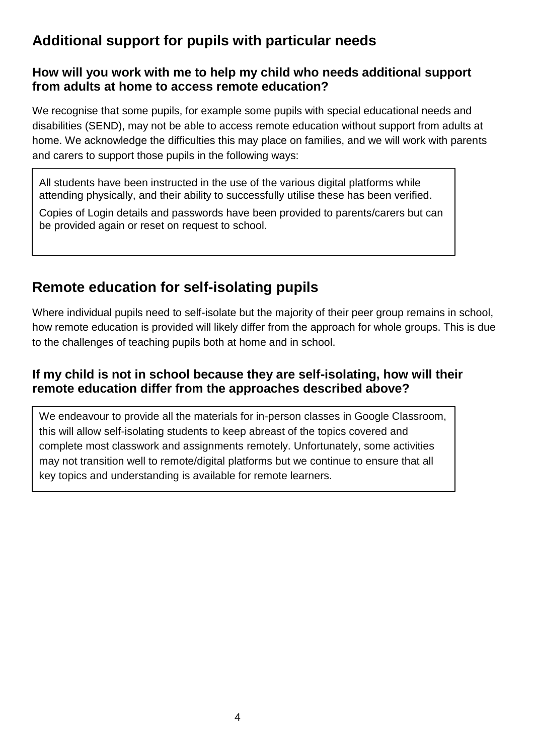## Additional support for pupils with particular needs

### How will you work with me to help my child who needs additional support from adults at home to access remote education?

We recognise that some pupils, for example some pupils with special educational needs and disabilities (SEND), may not be able to access remote education without support from adults at home. We acknowledge the difficulties this may place on families, and we will work with parents and carers to support those pupils in the following ways:

All students have been instructed in the use of the various digital platforms while attending physically, and their ability to successfully utilise these has been verified.

Copies of Login details and passwords have been provided to parents/carers but can be provided again or reset on request to school.

## Remote education for self-isolating pupils

Where individual pupils need to self-isolate but the majority of their peer group remains in school, how remote education is provided will likely differ from the approach for whole groups. This is due to the challenges of teaching pupils both at home and in school.

### If my child is not in school because they are self-isolating, how will their remote education differ from the approaches described above?

We endeavour to provide all the materials for in-person classes in Google Classroom, this will allow self-isolating students to keep abreast of the topics covered and complete most classwork and assignments remotely. Unfortunately, some activities may not transition well to remote/digital platforms but we continue to ensure that all key topics and understanding is available for remote learners.